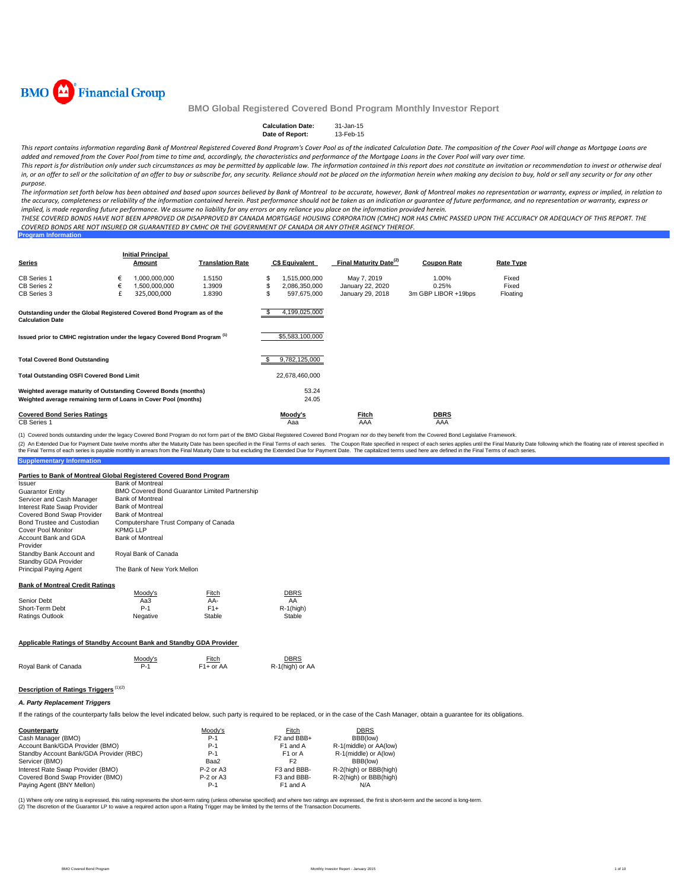BMO Financial Group

# BMO Global Registered Covered Bond Program Monthly Investor Report

**Calculation Date:** 31-Jan-15
**Date of Report:** 13-Feb-15

*This report contains information regarding Bank of Montreal Registered Covered Bond Program's Cover Pool as of the indicated Calculation Date. The composition of the Cover Pool will change as Mortgage Loans are added and removed from the Cover Pool from time to time and, accordingly, the characteristics and performance of the Mortgage Loans in the Cover Pool will vary over time.*

*This report is for distribution only under such circumstances as may be permitted by applicable law. The information contained in this report does not constitute an invitation or recommendation to invest or otherwise deal in, or an offer to sell or the solicitation of an offer to buy or subscribe for, any security. Reliance should not be placed on the information herein when making any decision to buy, hold or sell any security or for any other purpose.*

*The information set forth below has been obtained and based upon sources believed by Bank of Montreal to be accurate, however, Bank of Montreal makes no representation or warranty, express or implied, in relation to the accuracy, completeness or reliability of the information contained herein. Past performance should not be taken as an indication or guarantee of future performance, and no representation or warranty, express or implied, is made regarding future performance. We assume no liability for any errors or any reliance you place on the information provided herein.*

*THESE COVERED BONDS HAVE NOT BEEN APPROVED OR DISAPPROVED BY CANADA MORTGAGE HOUSING CORPORATION (CMHC) NOR HAS CMHC PASSED UPON THE ACCURACY OR ADEQUACY OF THIS REPORT. THE COVERED BONDS ARE NOT INSURED OR GUARANTEED BY CMHC OR THE GOVERNMENT OF CANADA OR ANY OTHER AGENCY THEREOF.*

## Program Information

| Series | | Initial Principal Amount | Translation Rate | | C$ Equivalent | Final Maturity Date[2] | Coupon Rate | Rate Type |
|---|---|---|---|---|---|---|---|---|
| CB Series 1 | € | 1,000,000,000 | 1.5150 | $ | 1,515,000,000 | May 7, 2019 | 1.00% | Fixed |
| CB Series 2 | € | 1,500,000,000 | 1.3909 | $ | 2,086,350,000 | January 22, 2020 | 0.25% | Fixed |
| CB Series 3 | £ | 325,000,000 | 1.8390 | $ | 597,675,000 | January 29, 2018 | 3m GBP LIBOR +19bps | Floating |

| | |
|---|---|
| Outstanding under the Global Registered Covered Bond Program as of the Calculation Date | $ 4,199,025,000 |
| Issued prior to CMHC registration under the legacy Covered Bond Program [1] | $5,583,100,000 |
| Total Covered Bond Outstanding | $ 9,782,125,000 |
| Total Outstanding OSFI Covered Bond Limit | 22,678,460,000 |
| Weighted average maturity of Outstanding Covered Bonds (months) | 53.24 |
| Weighted average remaining term of Loans in Cover Pool (months) | 24.05 |

| Covered Bond Series Ratings | Moody's | Fitch | DBRS |
|---|---|---|---|
| CB Series 1 | Aaa | AAA | AAA |

(1) Covered bonds outstanding under the legacy Covered Bond Program do not form part of the BMO Global Registered Covered Bond Program nor do they benefit from the Covered Bond Legislative Framework.

(2) An Extended Due for Payment Date twelve months after the Maturity Date has been specified in the Final Terms of each series. The Coupon Rate specified in respect of each series applies until the Final Maturity Date following which the floating rate of interest specified in the Final Terms of each series is payable monthly in arrears from the Final Maturity Date to but excluding the Extended Due for Payment Date. The capitalized terms used here are defined in the Final Terms of each series.

## Supplementary Information

### Parties to Bank of Montreal Global Registered Covered Bond Program

| | |
|---|---|
| Issuer | Bank of Montreal |
| Guarantor Entity | BMO Covered Bond Guarantor Limited Partnership |
| Servicer and Cash Manager | Bank of Montreal |
| Interest Rate Swap Provider | Bank of Montreal |
| Covered Bond Swap Provider | Bank of Montreal |
| Bond Trustee and Custodian | Computershare Trust Company of Canada |
| Cover Pool Monitor | KPMG LLP |
| Account Bank and GDA Provider | Bank of Montreal |
| Standby Bank Account and Standby GDA Provider | Royal Bank of Canada |
| Principal Paying Agent | The Bank of New York Mellon |

### Bank of Montreal Credit Ratings

| | Moody's | Fitch | DBRS |
|---|---|---|---|
| Senior Debt | Aa3 | AA- | AA |
| Short-Term Debt | P-1 | F1+ | R-1(high) |
| Ratings Outlook | Negative | Stable | Stable |

### Applicable Ratings of Standby Account Bank and Standby GDA Provider

| | Moody's | Fitch | DBRS |
|---|---|---|---|
| Royal Bank of Canada | P-1 | F1+ or AA | R-1(high) or AA |

### Description of Ratings Triggers [1][2]

#### *A. Party Replacement Triggers*

If the ratings of the counterparty falls below the level indicated below, such party is required to be replaced, or in the case of the Cash Manager, obtain a guarantee for its obligations.

| Counterparty | Moody's | Fitch | DBRS |
|---|---|---|---|
| Cash Manager (BMO) | P-1 | F2 and BBB+ | BBB(low) |
| Account Bank/GDA Provider (BMO) | P-1 | F1 and A | R-1(middle) or AA(low) |
| Standby Account Bank/GDA Provider (RBC) | P-1 | F1 or A | R-1(middle) or A(low) |
| Servicer (BMO) | Baa2 | F2 | BBB(low) |
| Interest Rate Swap Provider (BMO) | P-2 or A3 | F3 and BBB- | R-2(high) or BBB(high) |
| Covered Bond Swap Provider (BMO) | P-2 or A3 | F3 and BBB- | R-2(high) or BBB(high) |
| Paying Agent (BNY Mellon) | P-1 | F1 and A | N/A |

(1) Where only one rating is expressed, this rating represents the short-term rating (unless otherwise specified) and where two ratings are expressed, the first is short-term and the second is long-term.
(2) The discretion of the Guarantor LP to waive a required action upon a Rating Trigger may be limited by the terms of the Transaction Documents.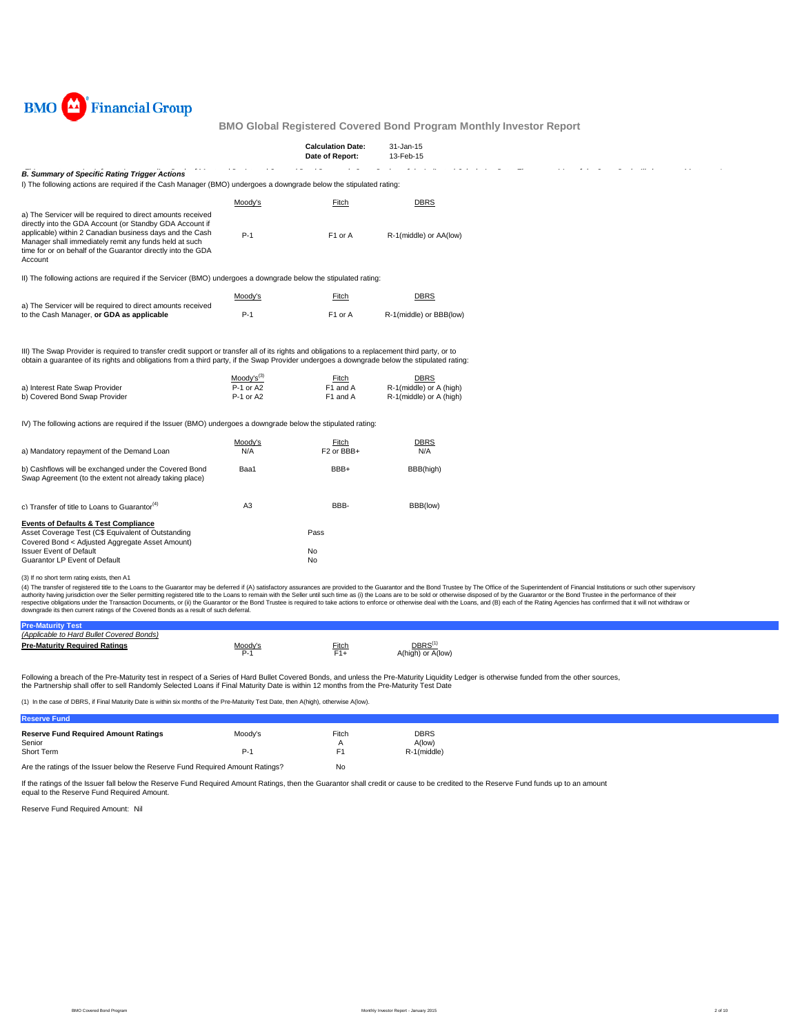BMO Financial Group

## BMO Global Registered Covered Bond Program Monthly Investor Report

| | |
|---|---|
| **Calculation Date:** | 31-Jan-15 |
| **Date of Report:** | 13-Feb-15 |

### *B. Summary of Specific Rating Trigger Actions*

I) The following actions are required if the Cash Manager (BMO) undergoes a downgrade below the stipulated rating:

| | Moody's | Fitch | DBRS |
|---|---|---|---|
| a) The Servicer will be required to direct amounts received directly into the GDA Account (or Standby GDA Account if applicable) within 2 Canadian business days and the Cash Manager shall immediately remit any funds held at such time for or on behalf of the Guarantor directly into the GDA Account | P-1 | F1 or A | R-1(middle) or AA(low) |

II) The following actions are required if the Servicer (BMO) undergoes a downgrade below the stipulated rating:

| | Moody's | Fitch | DBRS |
|---|---|---|---|
| a) The Servicer will be required to direct amounts received to the Cash Manager, **or GDA as applicable** | P-1 | F1 or A | R-1(middle) or BBB(low) |

III) The Swap Provider is required to transfer credit support or transfer all of its rights and obligations to a replacement third party, or to obtain a guarantee of its rights and obligations from a third party, if the Swap Provider undergoes a downgrade below the stipulated rating:

| | Moody's[3] | Fitch | DBRS |
|---|---|---|---|
| a) Interest Rate Swap Provider | P-1 or A2 | F1 and A | R-1(middle) or A (high) |
| b) Covered Bond Swap Provider | P-1 or A2 | F1 and A | R-1(middle) or A (high) |

IV) The following actions are required if the Issuer (BMO) undergoes a downgrade below the stipulated rating:

| | Moody's | Fitch | DBRS |
|---|---|---|---|
| a) Mandatory repayment of the Demand Loan | N/A | F2 or BBB+ | N/A |
| b) Cashflows will be exchanged under the Covered Bond Swap Agreement (to the extent not already taking place) | Baa1 | BBB+ | BBB(high) |
| c) Transfer of title to Loans to Guarantor[4] | A3 | BBB- | BBB(low) |

**Events of Defaults & Test Compliance**

| | |
|---|---|
| Asset Coverage Test (C$ Equivalent of Outstanding Covered Bond < Adjusted Aggregate Asset Amount) | Pass |
| Issuer Event of Default | No |
| Guarantor LP Event of Default | No |

(3) If no short term rating exists, then A1

(4) The transfer of registered title to the Loans to the Guarantor may be deferred if (A) satisfactory assurances are provided to the Guarantor and the Bond Trustee by The Office of the Superintendent of Financial Institutions or such other supervisory authority having jurisdiction over the Seller permitting registered title to the Loans to remain with the Seller until such time as (i) the Loans are to be sold or otherwise disposed of by the Guarantor or the Bond Trustee in the performance of their respective obligations under the Transaction Documents, or (ii) the Guarantor or the Bond Trustee is required to take actions to enforce or otherwise deal with the Loans, and (B) each of the Rating Agencies has confirmed that it will not withdraw or downgrade its then current ratings of the Covered Bonds as a result of such deferral.

**Pre-Maturity Test**

*(Applicable to Hard Bullet Covered Bonds)*

| Pre-Maturity Required Ratings | Moody's | Fitch | DBRS[1] |
|---|---|---|---|
| | P-1 | F1+ | A(high) or A(low) |

Following a breach of the Pre-Maturity test in respect of a Series of Hard Bullet Covered Bonds, and unless the Pre-Maturity Liquidity Ledger is otherwise funded from the other sources, the Partnership shall offer to sell Randomly Selected Loans if Final Maturity Date is within 12 months from the Pre-Maturity Test Date

(1) In the case of DBRS, if Final Maturity Date is within six months of the Pre-Maturity Test Date, then A(high), otherwise A(low).

**Reserve Fund**

| Reserve Fund Required Amount Ratings | Moody's | Fitch | DBRS |
|---|---|---|---|
| Senior | | A | A(low) |
| Short Term | P-1 | F1 | R-1(middle) |

Are the ratings of the Issuer below the Reserve Fund Required Amount Ratings? No

If the ratings of the Issuer fall below the Reserve Fund Required Amount Ratings, then the Guarantor shall credit or cause to be credited to the Reserve Fund funds up to an amount equal to the Reserve Fund Required Amount.

Reserve Fund Required Amount: Nil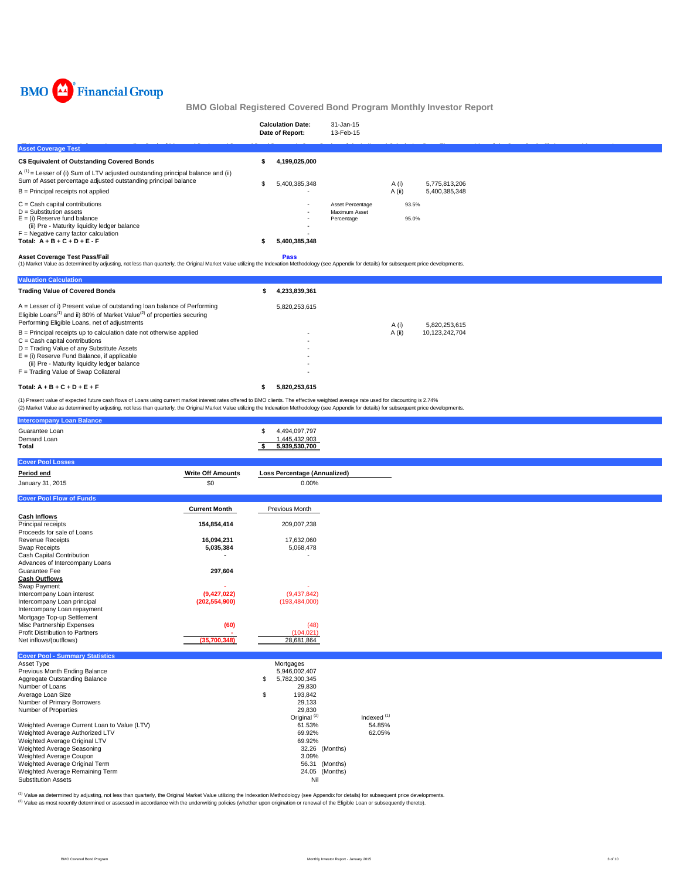BMO Financial Group

## BMO Global Registered Covered Bond Program Monthly Investor Report

| | |
|---|---|
| **Calculation Date:** | 31-Jan-15 |
| **Date of Report:** | 13-Feb-15 |

### Asset Coverage Test

| | | | | |
|---|---|---|---|---|
| **C$ Equivalent of Outstanding Covered Bonds** | **$ 4,199,025,000** | | | |
| A [(1)] = Lesser of (i) Sum of LTV adjusted outstanding principal balance and (ii) Sum of Asset percentage adjusted outstanding principal balance | $ 5,400,385,348 | | A (i) | 5,775,813,206 |
| B = Principal receipts not applied | - | | A (ii) | 5,400,385,348 |
| C = Cash capital contributions | - | Asset Percentage | 93.5% | |
| D = Substitution assets | - | Maximum Asset Percentage | 95.0% | |
| E = (i) Reserve fund balance | - | | | |
| (ii) Pre - Maturity liquidity ledger balance | - | | | |
| F = Negative carry factor calculation | - | | | |
| **Total: A + B + C + D + E - F** | **$ 5,400,385,348** | | | |
| **Asset Coverage Test Pass/Fail** | **Pass** | | | |

(1) Market Value as determined by adjusting, not less than quarterly, the Original Market Value utilizing the Indexation Methodology (see Appendix for details) for subsequent price developments.

### Valuation Calculation

| | | | |
|---|---|---|---|
| **Trading Value of Covered Bonds** | **$ 4,233,839,361** | | |
| A = Lesser of i) Present value of outstanding loan balance of Performing Eligible Loans[(1)] and ii) 80% of Market Value[(2)] of properties securing Performing Eligible Loans, net of adjustments | 5,820,253,615 | A (i) | 5,820,253,615 |
| B = Principal receipts up to calculation date not otherwise applied | - | A (ii) | 10,123,242,704 |
| C = Cash capital contributions | - | | |
| D = Trading Value of any Substitute Assets | - | | |
| E = (i) Reserve Fund Balance, if applicable | - | | |
| (ii) Pre - Maturity liquidity ledger balance | - | | |
| F = Trading Value of Swap Collateral | - | | |
| **Total: A + B + C + D + E + F** | **$ 5,820,253,615** | | |

(1) Present value of expected future cash flows of Loans using current market interest rates offered to BMO clients. The effective weighted average rate used for discounting is 2.74%
(2) Market Value as determined by adjusting, not less than quarterly, the Original Market Value utilizing the Indexation Methodology (see Appendix for details) for subsequent price developments.

### Intercompany Loan Balance

| | |
|---|---|
| Guarantee Loan | $ 4,494,097,797 |
| Demand Loan | 1,445,432,903 |
| **Total** | **$ 5,939,530,700** |

### Cover Pool Losses

| **Period end** | **Write Off Amounts** | **Loss Percentage (Annualized)** |
|---|---|---|
| January 31, 2015 | $0 | 0.00% |

### Cover Pool Flow of Funds

| | **Current Month** | Previous Month |
|---|---|---|
| **Cash Inflows** | | |
| Principal receipts | **154,854,414** | 209,007,238 |
| Proceeds for sale of Loans | | |
| Revenue Receipts | **16,094,231** | 17,632,060 |
| Swap Receipts | **5,035,384** | 5,068,478 |
| Cash Capital Contribution | **-** | - |
| Advances of Intercompany Loans | | |
| Guarantee Fee | **297,604** | |
| **Cash Outflows** | | |
| Swap Payment | **-** | - |
| Intercompany Loan interest | **(9,427,022)** | (9,437,842) |
| Intercompany Loan principal | **(202,554,900)** | (193,484,000) |
| Intercompany Loan repayment | | |
| Mortgage Top-up Settlement | | |
| Misc Partnership Expenses | **(60)** | (48) |
| Profit Distribution to Partners | **-** | (104,021) |
| Net inflows/(outflows) | **(35,700,348)** | 28,681,864 |

### Cover Pool - Summary Statistics

| | | |
|---|---|---|
| Asset Type | Mortgages | |
| Previous Month Ending Balance | 5,946,002,407 | |
| Aggregate Outstanding Balance | $ 5,782,300,345 | |
| Number of Loans | 29,830 | |
| Average Loan Size | $ 193,842 | |
| Number of Primary Borrowers | 29,133 | |
| Number of Properties | 29,830 | |
| | Original [(2)] | Indexed [(1)] |
| Weighted Average Current Loan to Value (LTV) | 61.53% | 54.85% |
| Weighted Average Authorized LTV | 69.92% | 62.05% |
| Weighted Average Original LTV | 69.92% | |
| Weighted Average Seasoning | 32.26 (Months) | |
| Weighted Average Coupon | 3.09% | |
| Weighted Average Original Term | 56.31 (Months) | |
| Weighted Average Remaining Term | 24.05 (Months) | |
| Substitution Assets | Nil | |

(1) Value as determined by adjusting, not less than quarterly, the Original Market Value utilizing the Indexation Methodology (see Appendix for details) for subsequent price developments.
(2) Value as most recently determined or assessed in accordance with the underwriting policies (whether upon origination or renewal of the Eligible Loan or subsequently thereto).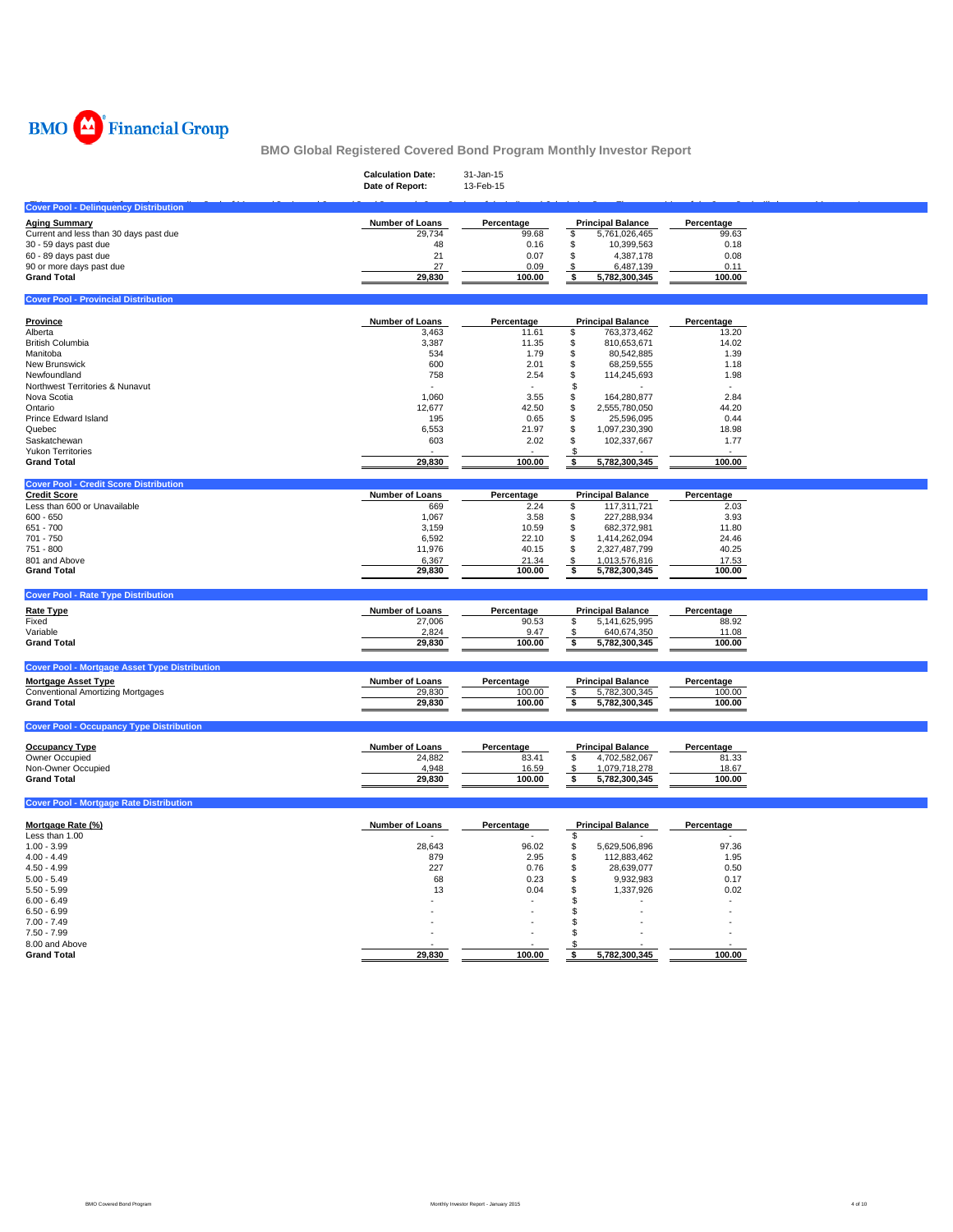# BMO Financial Group

## BMO Global Registered Covered Bond Program Monthly Investor Report

| | |
|---|---|
| **Calculation Date:** | 31-Jan-15 |
| **Date of Report:** | 13-Feb-15 |

### Cover Pool - Delinquency Distribution

| Aging Summary | Number of Loans | Percentage | Principal Balance | Percentage |
|---|---|---|---|---|
| Current and less than 30 days past due | 29,734 | 99.68 | $ 5,761,026,465 | 99.63 |
| 30 - 59 days past due | 48 | 0.16 | $ 10,399,563 | 0.18 |
| 60 - 89 days past due | 21 | 0.07 | $ 4,387,178 | 0.08 |
| 90 or more days past due | 27 | 0.09 | $ 6,487,139 | 0.11 |
| **Grand Total** | **29,830** | **100.00** | **$ 5,782,300,345** | **100.00** |

### Cover Pool - Provincial Distribution

| Province | Number of Loans | Percentage | Principal Balance | Percentage |
|---|---|---|---|---|
| Alberta | 3,463 | 11.61 | $ 763,373,462 | 13.20 |
| British Columbia | 3,387 | 11.35 | $ 810,653,671 | 14.02 |
| Manitoba | 534 | 1.79 | $ 80,542,885 | 1.39 |
| New Brunswick | 600 | 2.01 | $ 68,259,555 | 1.18 |
| Newfoundland | 758 | 2.54 | $ 114,245,693 | 1.98 |
| Northwest Territories & Nunavut | - | - | $ - | - |
| Nova Scotia | 1,060 | 3.55 | $ 164,280,877 | 2.84 |
| Ontario | 12,677 | 42.50 | $ 2,555,780,050 | 44.20 |
| Prince Edward Island | 195 | 0.65 | $ 25,596,095 | 0.44 |
| Quebec | 6,553 | 21.97 | $ 1,097,230,390 | 18.98 |
| Saskatchewan | 603 | 2.02 | $ 102,337,667 | 1.77 |
| Yukon Territories | - | - | $ - | - |
| **Grand Total** | **29,830** | **100.00** | **$ 5,782,300,345** | **100.00** |

### Cover Pool - Credit Score Distribution

| Credit Score | Number of Loans | Percentage | Principal Balance | Percentage |
|---|---|---|---|---|
| Less than 600 or Unavailable | 669 | 2.24 | $ 117,311,721 | 2.03 |
| 600 - 650 | 1,067 | 3.58 | $ 227,288,934 | 3.93 |
| 651 - 700 | 3,159 | 10.59 | $ 682,372,981 | 11.80 |
| 701 - 750 | 6,592 | 22.10 | $ 1,414,262,094 | 24.46 |
| 751 - 800 | 11,976 | 40.15 | $ 2,327,487,799 | 40.25 |
| 801 and Above | 6,367 | 21.34 | $ 1,013,576,816 | 17.53 |
| **Grand Total** | **29,830** | **100.00** | **$ 5,782,300,345** | **100.00** |

### Cover Pool - Rate Type Distribution

| Rate Type | Number of Loans | Percentage | Principal Balance | Percentage |
|---|---|---|---|---|
| Fixed | 27,006 | 90.53 | $ 5,141,625,995 | 88.92 |
| Variable | 2,824 | 9.47 | $ 640,674,350 | 11.08 |
| **Grand Total** | **29,830** | **100.00** | **$ 5,782,300,345** | **100.00** |

### Cover Pool - Mortgage Asset Type Distribution

| Mortgage Asset Type | Number of Loans | Percentage | Principal Balance | Percentage |
|---|---|---|---|---|
| Conventional Amortizing Mortgages | 29,830 | 100.00 | $ 5,782,300,345 | 100.00 |
| **Grand Total** | **29,830** | **100.00** | **$ 5,782,300,345** | **100.00** |

### Cover Pool - Occupancy Type Distribution

| Occupancy Type | Number of Loans | Percentage | Principal Balance | Percentage |
|---|---|---|---|---|
| Owner Occupied | 24,882 | 83.41 | $ 4,702,582,067 | 81.33 |
| Non-Owner Occupied | 4,948 | 16.59 | $ 1,079,718,278 | 18.67 |
| **Grand Total** | **29,830** | **100.00** | **$ 5,782,300,345** | **100.00** |

### Cover Pool - Mortgage Rate Distribution

| Mortgage Rate (%) | Number of Loans | Percentage | Principal Balance | Percentage |
|---|---|---|---|---|
| Less than 1.00 | - | - | $ - | - |
| 1.00 - 3.99 | 28,643 | 96.02 | $ 5,629,506,896 | 97.36 |
| 4.00 - 4.49 | 879 | 2.95 | $ 112,883,462 | 1.95 |
| 4.50 - 4.99 | 227 | 0.76 | $ 28,639,077 | 0.50 |
| 5.00 - 5.49 | 68 | 0.23 | $ 9,932,983 | 0.17 |
| 5.50 - 5.99 | 13 | 0.04 | $ 1,337,926 | 0.02 |
| 6.00 - 6.49 | - | - | $ - | - |
| 6.50 - 6.99 | - | - | $ - | - |
| 7.00 - 7.49 | - | - | $ - | - |
| 7.50 - 7.99 | - | - | $ - | - |
| 8.00 and Above | - | - | $ - | - |
| **Grand Total** | **29,830** | **100.00** | **$ 5,782,300,345** | **100.00** |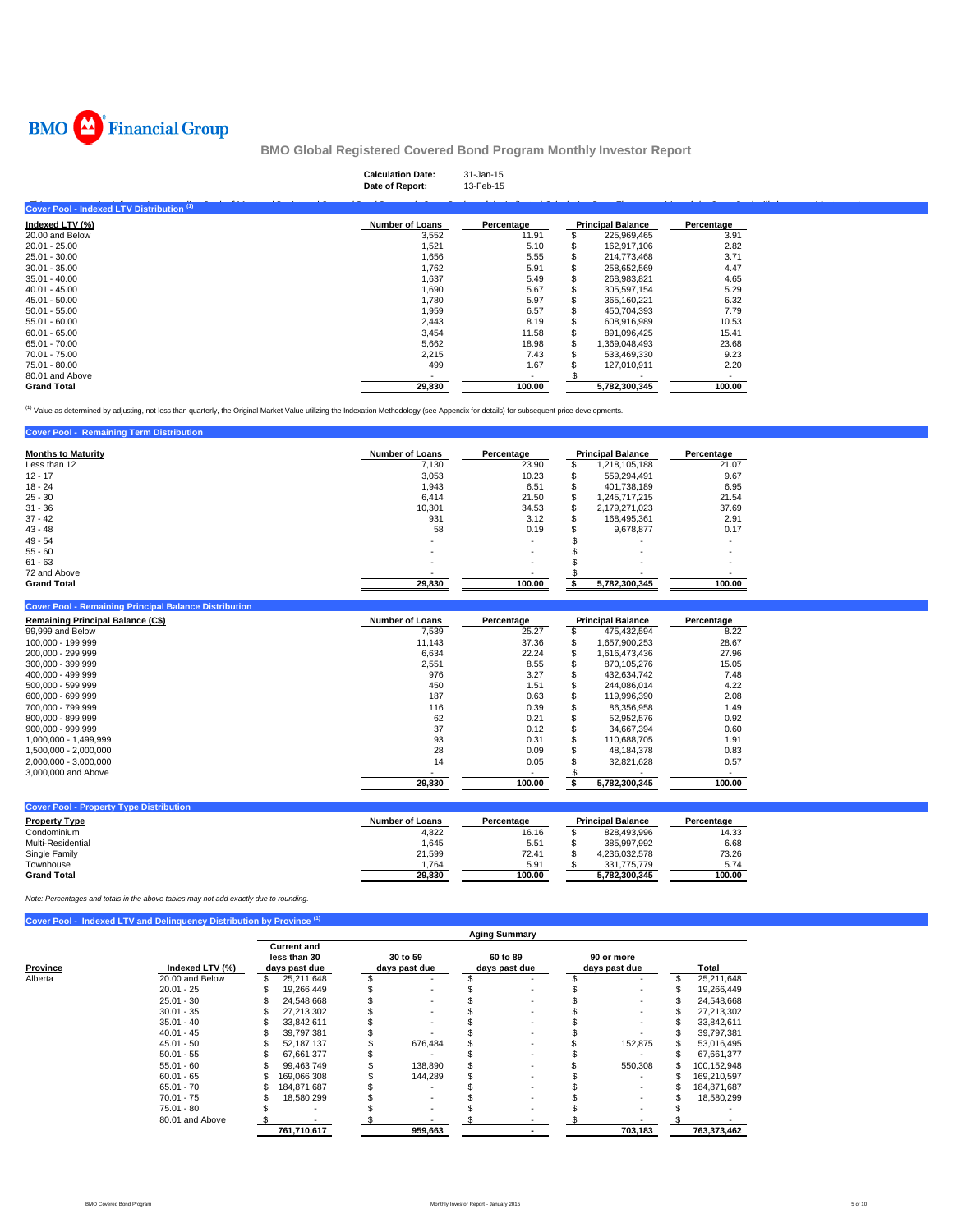BMO Financial Group

## BMO Global Registered Covered Bond Program Monthly Investor Report

| | |
|---|---|
| **Calculation Date:** | 31-Jan-15 |
| **Date of Report:** | 13-Feb-15 |

### Cover Pool - Indexed LTV Distribution [(1)]

| Indexed LTV (%) | Number of Loans | Percentage | Principal Balance | Percentage |
|---|---|---|---|---|
| 20.00 and Below | 3,552 | 11.91 | $ 225,969,465 | 3.91 |
| 20.01 - 25.00 | 1,521 | 5.10 | $ 162,917,106 | 2.82 |
| 25.01 - 30.00 | 1,656 | 5.55 | $ 214,773,468 | 3.71 |
| 30.01 - 35.00 | 1,762 | 5.91 | $ 258,652,569 | 4.47 |
| 35.01 - 40.00 | 1,637 | 5.49 | $ 268,983,821 | 4.65 |
| 40.01 - 45.00 | 1,690 | 5.67 | $ 305,597,154 | 5.29 |
| 45.01 - 50.00 | 1,780 | 5.97 | $ 365,160,221 | 6.32 |
| 50.01 - 55.00 | 1,959 | 6.57 | $ 450,704,393 | 7.79 |
| 55.01 - 60.00 | 2,443 | 8.19 | $ 608,916,989 | 10.53 |
| 60.01 - 65.00 | 3,454 | 11.58 | $ 891,096,425 | 15.41 |
| 65.01 - 70.00 | 5,662 | 18.98 | $ 1,369,048,493 | 23.68 |
| 70.01 - 75.00 | 2,215 | 7.43 | $ 533,469,330 | 9.23 |
| 75.01 - 80.00 | 499 | 1.67 | $ 127,010,911 | 2.20 |
| 80.01 and Above | - | - | $ - | - |
| **Grand Total** | **29,830** | **100.00** | **5,782,300,345** | **100.00** |

[(1)] Value as determined by adjusting, not less than quarterly, the Original Market Value utilizing the Indexation Methodology (see Appendix for details) for subsequent price developments.

### Cover Pool - Remaining Term Distribution

| Months to Maturity | Number of Loans | Percentage | Principal Balance | Percentage |
|---|---|---|---|---|
| Less than 12 | 7,130 | 23.90 | $ 1,218,105,188 | 21.07 |
| 12 - 17 | 3,053 | 10.23 | $ 559,294,491 | 9.67 |
| 18 - 24 | 1,943 | 6.51 | $ 401,738,189 | 6.95 |
| 25 - 30 | 6,414 | 21.50 | $ 1,245,717,215 | 21.54 |
| 31 - 36 | 10,301 | 34.53 | $ 2,179,271,023 | 37.69 |
| 37 - 42 | 931 | 3.12 | $ 168,495,361 | 2.91 |
| 43 - 48 | 58 | 0.19 | $ 9,678,877 | 0.17 |
| 49 - 54 | - | - | $ - | - |
| 55 - 60 | - | - | $ - | - |
| 61 - 63 | - | - | $ - | - |
| 72 and Above | - | - | $ - | - |
| **Grand Total** | **29,830** | **100.00** | **$ 5,782,300,345** | **100.00** |

### Cover Pool - Remaining Principal Balance Distribution

| Remaining Principal Balance (C$) | Number of Loans | Percentage | Principal Balance | Percentage |
|---|---|---|---|---|
| 99,999 and Below | 7,539 | 25.27 | $ 475,432,594 | 8.22 |
| 100,000 - 199,999 | 11,143 | 37.36 | $ 1,657,900,253 | 28.67 |
| 200,000 - 299,999 | 6,634 | 22.24 | $ 1,616,473,436 | 27.96 |
| 300,000 - 399,999 | 2,551 | 8.55 | $ 870,105,276 | 15.05 |
| 400,000 - 499,999 | 976 | 3.27 | $ 432,634,742 | 7.48 |
| 500,000 - 599,999 | 450 | 1.51 | $ 244,086,014 | 4.22 |
| 600,000 - 699,999 | 187 | 0.63 | $ 119,996,390 | 2.08 |
| 700,000 - 799,999 | 116 | 0.39 | $ 86,356,958 | 1.49 |
| 800,000 - 899,999 | 62 | 0.21 | $ 52,952,576 | 0.92 |
| 900,000 - 999,999 | 37 | 0.12 | $ 34,667,394 | 0.60 |
| 1,000,000 - 1,499,999 | 93 | 0.31 | $ 110,688,705 | 1.91 |
| 1,500,000 - 2,000,000 | 28 | 0.09 | $ 48,184,378 | 0.83 |
| 2,000,000 - 3,000,000 | 14 | 0.05 | $ 32,821,628 | 0.57 |
| 3,000,000 and Above | - | - | $ - | - |
| | **29,830** | **100.00** | **$ 5,782,300,345** | **100.00** |

### Cover Pool - Property Type Distribution

| Property Type | Number of Loans | Percentage | Principal Balance | Percentage |
|---|---|---|---|---|
| Condominium | 4,822 | 16.16 | $ 828,493,996 | 14.33 |
| Multi-Residential | 1,645 | 5.51 | $ 385,997,992 | 6.68 |
| Single Family | 21,599 | 72.41 | $ 4,236,032,578 | 73.26 |
| Townhouse | 1,764 | 5.91 | $ 331,775,779 | 5.74 |
| **Grand Total** | **29,830** | **100.00** | **5,782,300,345** | **100.00** |

*Note: Percentages and totals in the above tables may not add exactly due to rounding.*

### Cover Pool - Indexed LTV and Delinquency Distribution by Province [(1)]

| | | Aging Summary | | | | |
|---|---|---|---|---|---|---|
| Province | Indexed LTV (%) | Current and less than 30 days past due | 30 to 59 days past due | 60 to 89 days past due | 90 or more days past due | Total |
| Alberta | 20.00 and Below | $ 25,211,648 | $ - | $ - | $ - | $ 25,211,648 |
| | 20.01 - 25 | $ 19,266,449 | $ - | $ - | $ - | $ 19,266,449 |
| | 25.01 - 30 | $ 24,548,668 | $ - | $ - | $ - | $ 24,548,668 |
| | 30.01 - 35 | $ 27,213,302 | $ - | $ - | $ - | $ 27,213,302 |
| | 35.01 - 40 | $ 33,842,611 | $ - | $ - | $ - | $ 33,842,611 |
| | 40.01 - 45 | $ 39,797,381 | $ - | $ - | $ - | $ 39,797,381 |
| | 45.01 - 50 | $ 52,187,137 | $ 676,484 | $ - | $ 152,875 | $ 53,016,495 |
| | 50.01 - 55 | $ 67,661,377 | $ - | $ - | $ - | $ 67,661,377 |
| | 55.01 - 60 | $ 99,463,749 | $ 138,890 | $ - | $ 550,308 | $ 100,152,948 |
| | 60.01 - 65 | $ 169,066,308 | $ 144,289 | $ - | $ - | $ 169,210,597 |
| | 65.01 - 70 | $ 184,871,687 | $ - | $ - | $ - | $ 184,871,687 |
| | 70.01 - 75 | $ 18,580,299 | $ - | $ - | $ - | $ 18,580,299 |
| | 75.01 - 80 | $ - | $ - | $ - | $ - | $ - |
| | 80.01 and Above | $ - | $ - | $ - | $ - | $ - |
| | | **761,710,617** | **959,663** | **-** | **703,183** | **763,373,462** |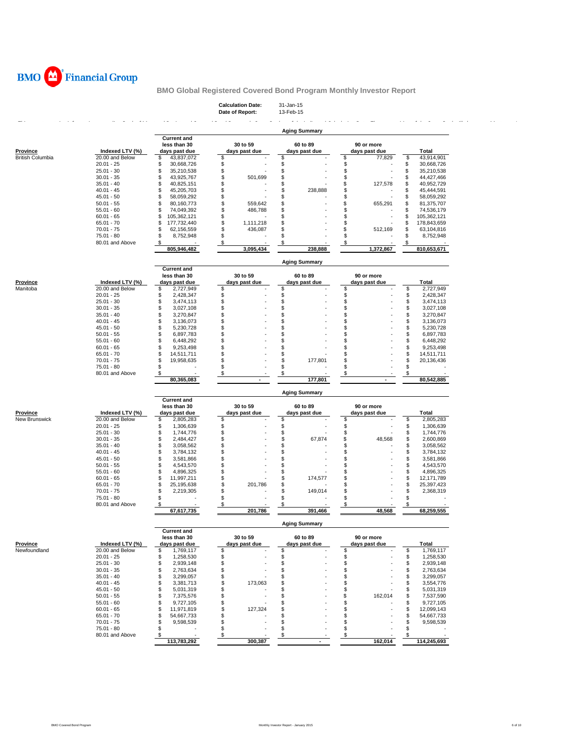BMO Financial Group

## BMO Global Registered Covered Bond Program Monthly Investor Report

**Calculation Date:** 31-Jan-15
**Date of Report:** 13-Feb-15

### Aging Summary

| Province | Indexed LTV (%) | Current and less than 30 days past due | 30 to 59 days past due | 60 to 89 days past due | 90 or more days past due | Total |
|---|---|---|---|---|---|---|
| British Columbia | 20.00 and Below | $ 43,837,072 | $ - | $ - | $ 77,829 | $ 43,914,901 |
| | 20.01 - 25 | $ 30,668,726 | $ - | $ - | $ - | $ 30,668,726 |
| | 25.01 - 30 | $ 35,210,538 | $ - | $ - | $ - | $ 35,210,538 |
| | 30.01 - 35 | $ 43,925,767 | $ 501,699 | $ - | $ - | $ 44,427,466 |
| | 35.01 - 40 | $ 40,825,151 | $ - | $ - | $ 127,578 | $ 40,952,729 |
| | 40.01 - 45 | $ 45,205,703 | $ - | $ 238,888 | $ - | $ 45,444,591 |
| | 45.01 - 50 | $ 58,059,292 | $ - | $ - | $ - | $ 58,059,292 |
| | 50.01 - 55 | $ 80,160,773 | $ 559,642 | $ - | $ 655,291 | $ 81,375,707 |
| | 55.01 - 60 | $ 74,049,392 | $ 486,788 | $ - | $ - | $ 74,536,179 |
| | 60.01 - 65 | $ 105,362,121 | $ - | $ - | $ - | $ 105,362,121 |
| | 65.01 - 70 | $ 177,732,440 | $ 1,111,218 | $ - | $ - | $ 178,843,659 |
| | 70.01 - 75 | $ 62,156,559 | $ 436,087 | $ - | $ 512,169 | $ 63,104,816 |
| | 75.01 - 80 | $ 8,752,948 | $ - | $ - | $ - | $ 8,752,948 |
| | 80.01 and Above | $ - | $ - | $ - | $ - | $ - |
| | | 805,946,482 | 3,095,434 | 238,888 | 1,372,867 | 810,653,671 |

### Aging Summary

| Province | Indexed LTV (%) | Current and less than 30 days past due | 30 to 59 days past due | 60 to 89 days past due | 90 or more days past due | Total |
|---|---|---|---|---|---|---|
| Manitoba | 20.00 and Below | $ 2,727,949 | $ - | $ - | $ - | $ 2,727,949 |
| | 20.01 - 25 | $ 2,428,347 | $ - | $ - | $ - | $ 2,428,347 |
| | 25.01 - 30 | $ 3,474,113 | $ - | $ - | $ - | $ 3,474,113 |
| | 30.01 - 35 | $ 3,027,108 | $ - | $ - | $ - | $ 3,027,108 |
| | 35.01 - 40 | $ 3,270,847 | $ - | $ - | $ - | $ 3,270,847 |
| | 40.01 - 45 | $ 3,136,073 | $ - | $ - | $ - | $ 3,136,073 |
| | 45.01 - 50 | $ 5,230,728 | $ - | $ - | $ - | $ 5,230,728 |
| | 50.01 - 55 | $ 6,897,783 | $ - | $ - | $ - | $ 6,897,783 |
| | 55.01 - 60 | $ 6,448,292 | $ - | $ - | $ - | $ 6,448,292 |
| | 60.01 - 65 | $ 9,253,498 | $ - | $ - | $ - | $ 9,253,498 |
| | 65.01 - 70 | $ 14,511,711 | $ - | $ - | $ - | $ 14,511,711 |
| | 70.01 - 75 | $ 19,958,635 | $ - | $ 177,801 | $ - | $ 20,136,436 |
| | 75.01 - 80 | $ - | $ - | $ - | $ - | $ - |
| | 80.01 and Above | $ - | $ - | $ - | $ - | $ - |
| | | 80,365,083 | - | 177,801 | - | 80,542,885 |

### Aging Summary

| Province | Indexed LTV (%) | Current and less than 30 days past due | 30 to 59 days past due | 60 to 89 days past due | 90 or more days past due | Total |
|---|---|---|---|---|---|---|
| New Brunswick | 20.00 and Below | $ 2,805,283 | $ - | $ - | $ - | $ 2,805,283 |
| | 20.01 - 25 | $ 1,306,639 | $ - | $ - | $ - | $ 1,306,639 |
| | 25.01 - 30 | $ 1,744,776 | $ - | $ - | $ - | $ 1,744,776 |
| | 30.01 - 35 | $ 2,484,427 | $ - | $ 67,874 | $ 48,568 | $ 2,600,869 |
| | 35.01 - 40 | $ 3,058,562 | $ - | $ - | $ - | $ 3,058,562 |
| | 40.01 - 45 | $ 3,784,132 | $ - | $ - | $ - | $ 3,784,132 |
| | 45.01 - 50 | $ 3,581,866 | $ - | $ - | $ - | $ 3,581,866 |
| | 50.01 - 55 | $ 4,543,570 | $ - | $ - | $ - | $ 4,543,570 |
| | 55.01 - 60 | $ 4,896,325 | $ - | $ - | $ - | $ 4,896,325 |
| | 60.01 - 65 | $ 11,997,211 | $ - | $ 174,577 | $ - | $ 12,171,789 |
| | 65.01 - 70 | $ 25,195,638 | $ 201,786 | $ - | $ - | $ 25,397,423 |
| | 70.01 - 75 | $ 2,219,305 | $ - | $ 149,014 | $ - | $ 2,368,319 |
| | 75.01 - 80 | $ - | $ - | $ - | $ - | $ - |
| | 80.01 and Above | $ - | $ - | $ - | $ - | $ - |
| | | 67,617,735 | 201,786 | 391,466 | 48,568 | 68,259,555 |

### Aging Summary

| Province | Indexed LTV (%) | Current and less than 30 days past due | 30 to 59 days past due | 60 to 89 days past due | 90 or more days past due | Total |
|---|---|---|---|---|---|---|
| Newfoundland | 20.00 and Below | $ 1,769,117 | $ - | $ - | $ - | $ 1,769,117 |
| | 20.01 - 25 | $ 1,258,530 | $ - | $ - | $ - | $ 1,258,530 |
| | 25.01 - 30 | $ 2,939,148 | $ - | $ - | $ - | $ 2,939,148 |
| | 30.01 - 35 | $ 2,763,634 | $ - | $ - | $ - | $ 2,763,634 |
| | 35.01 - 40 | $ 3,299,057 | $ - | $ - | $ - | $ 3,299,057 |
| | 40.01 - 45 | $ 3,381,713 | $ 173,063 | $ - | $ - | $ 3,554,776 |
| | 45.01 - 50 | $ 5,031,319 | $ - | $ - | $ - | $ 5,031,319 |
| | 50.01 - 55 | $ 7,375,576 | $ - | $ - | $ 162,014 | $ 7,537,590 |
| | 55.01 - 60 | $ 9,727,105 | $ - | $ - | $ - | $ 9,727,105 |
| | 60.01 - 65 | $ 11,971,819 | $ 127,324 | $ - | $ - | $ 12,099,143 |
| | 65.01 - 70 | $ 54,667,733 | $ - | $ - | $ - | $ 54,667,733 |
| | 70.01 - 75 | $ 9,598,539 | $ - | $ - | $ - | $ 9,598,539 |
| | 75.01 - 80 | $ - | $ - | $ - | $ - | $ - |
| | 80.01 and Above | $ - | $ - | $ - | $ - | $ - |
| | | 113,783,292 | 300,387 | - | 162,014 | 114,245,693 |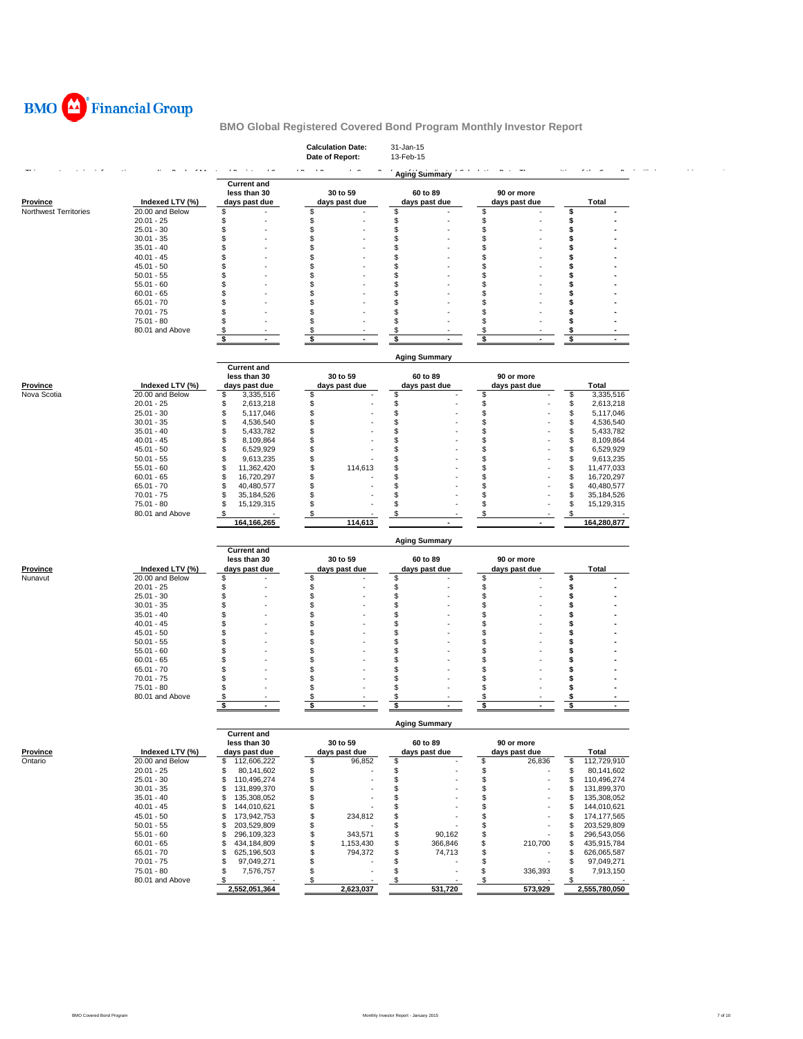# BMO Financial Group

## BMO Global Registered Covered Bond Program Monthly Investor Report

**Calculation Date:** 31-Jan-15
**Date of Report:** 13-Feb-15

### Aging Summary

| Province | Indexed LTV (%) | Current and less than 30 days past due | 30 to 59 days past due | 60 to 89 days past due | 90 or more days past due | Total |
|---|---|---|---|---|---|---|
| Northwest Territories | 20.00 and Below | $ - | $ - | $ - | $ - | $ - |
| | 20.01 - 25 | $ - | $ - | $ - | $ - | $ - |
| | 25.01 - 30 | $ - | $ - | $ - | $ - | $ - |
| | 30.01 - 35 | $ - | $ - | $ - | $ - | $ - |
| | 35.01 - 40 | $ - | $ - | $ - | $ - | $ - |
| | 40.01 - 45 | $ - | $ - | $ - | $ - | $ - |
| | 45.01 - 50 | $ - | $ - | $ - | $ - | $ - |
| | 50.01 - 55 | $ - | $ - | $ - | $ - | $ - |
| | 55.01 - 60 | $ - | $ - | $ - | $ - | $ - |
| | 60.01 - 65 | $ - | $ - | $ - | $ - | $ - |
| | 65.01 - 70 | $ - | $ - | $ - | $ - | $ - |
| | 70.01 - 75 | $ - | $ - | $ - | $ - | $ - |
| | 75.01 - 80 | $ - | $ - | $ - | $ - | $ - |
| | 80.01 and Above | $ - | $ - | $ - | $ - | $ - |
| | | $ - | $ - | $ - | $ - | $ - |

### Aging Summary

| Province | Indexed LTV (%) | Current and less than 30 days past due | 30 to 59 days past due | 60 to 89 days past due | 90 or more days past due | Total |
|---|---|---|---|---|---|---|
| Nova Scotia | 20.00 and Below | $ 3,335,516 | $ - | $ - | $ - | $ 3,335,516 |
| | 20.01 - 25 | $ 2,613,218 | $ - | $ - | $ - | $ 2,613,218 |
| | 25.01 - 30 | $ 5,117,046 | $ - | $ - | $ - | $ 5,117,046 |
| | 30.01 - 35 | $ 4,536,540 | $ - | $ - | $ - | $ 4,536,540 |
| | 35.01 - 40 | $ 5,433,782 | $ - | $ - | $ - | $ 5,433,782 |
| | 40.01 - 45 | $ 8,109,864 | $ - | $ - | $ - | $ 8,109,864 |
| | 45.01 - 50 | $ 6,529,929 | $ - | $ - | $ - | $ 6,529,929 |
| | 50.01 - 55 | $ 9,613,235 | $ - | $ - | $ - | $ 9,613,235 |
| | 55.01 - 60 | $ 11,362,420 | $ 114,613 | $ - | $ - | $ 11,477,033 |
| | 60.01 - 65 | $ 16,720,297 | $ - | $ - | $ - | $ 16,720,297 |
| | 65.01 - 70 | $ 40,480,577 | $ - | $ - | $ - | $ 40,480,577 |
| | 70.01 - 75 | $ 35,184,526 | $ - | $ - | $ - | $ 35,184,526 |
| | 75.01 - 80 | $ 15,129,315 | $ - | $ - | $ - | $ 15,129,315 |
| | 80.01 and Above | $ - | $ - | $ - | $ - | $ - |
| | | 164,166,265 | 114,613 | - | - | 164,280,877 |

### Aging Summary

| Province | Indexed LTV (%) | Current and less than 30 days past due | 30 to 59 days past due | 60 to 89 days past due | 90 or more days past due | Total |
|---|---|---|---|---|---|---|
| Nunavut | 20.00 and Below | $ - | $ - | $ - | $ - | $ - |
| | 20.01 - 25 | $ - | $ - | $ - | $ - | $ - |
| | 25.01 - 30 | $ - | $ - | $ - | $ - | $ - |
| | 30.01 - 35 | $ - | $ - | $ - | $ - | $ - |
| | 35.01 - 40 | $ - | $ - | $ - | $ - | $ - |
| | 40.01 - 45 | $ - | $ - | $ - | $ - | $ - |
| | 45.01 - 50 | $ - | $ - | $ - | $ - | $ - |
| | 50.01 - 55 | $ - | $ - | $ - | $ - | $ - |
| | 55.01 - 60 | $ - | $ - | $ - | $ - | $ - |
| | 60.01 - 65 | $ - | $ - | $ - | $ - | $ - |
| | 65.01 - 70 | $ - | $ - | $ - | $ - | $ - |
| | 70.01 - 75 | $ - | $ - | $ - | $ - | $ - |
| | 75.01 - 80 | $ - | $ - | $ - | $ - | $ - |
| | 80.01 and Above | $ - | $ - | $ - | $ - | $ - |
| | | $ - | $ - | $ - | $ - | $ - |

### Aging Summary

| Province | Indexed LTV (%) | Current and less than 30 days past due | 30 to 59 days past due | 60 to 89 days past due | 90 or more days past due | Total |
|---|---|---|---|---|---|---|
| Ontario | 20.00 and Below | $ 112,606,222 | $ 96,852 | $ - | $ 26,836 | $ 112,729,910 |
| | 20.01 - 25 | $ 80,141,602 | $ - | $ - | $ - | $ 80,141,602 |
| | 25.01 - 30 | $ 110,496,274 | $ - | $ - | $ - | $ 110,496,274 |
| | 30.01 - 35 | $ 131,899,370 | $ - | $ - | $ - | $ 131,899,370 |
| | 35.01 - 40 | $ 135,308,052 | $ - | $ - | $ - | $ 135,308,052 |
| | 40.01 - 45 | $ 144,010,621 | $ - | $ - | $ - | $ 144,010,621 |
| | 45.01 - 50 | $ 173,942,753 | $ 234,812 | $ - | $ - | $ 174,177,565 |
| | 50.01 - 55 | $ 203,529,809 | $ - | $ - | $ - | $ 203,529,809 |
| | 55.01 - 60 | $ 296,109,323 | $ 343,571 | $ 90,162 | $ - | $ 296,543,056 |
| | 60.01 - 65 | $ 434,184,809 | $ 1,153,430 | $ 366,846 | $ 210,700 | $ 435,915,784 |
| | 65.01 - 70 | $ 625,196,503 | $ 794,372 | $ 74,713 | $ - | $ 626,065,587 |
| | 70.01 - 75 | $ 97,049,271 | $ - | $ - | $ - | $ 97,049,271 |
| | 75.01 - 80 | $ 7,576,757 | $ - | $ - | $ 336,393 | $ 7,913,150 |
| | 80.01 and Above | $ - | $ - | $ - | $ - | $ - |
| | | 2,552,051,364 | 2,623,037 | 531,720 | 573,929 | 2,555,780,050 |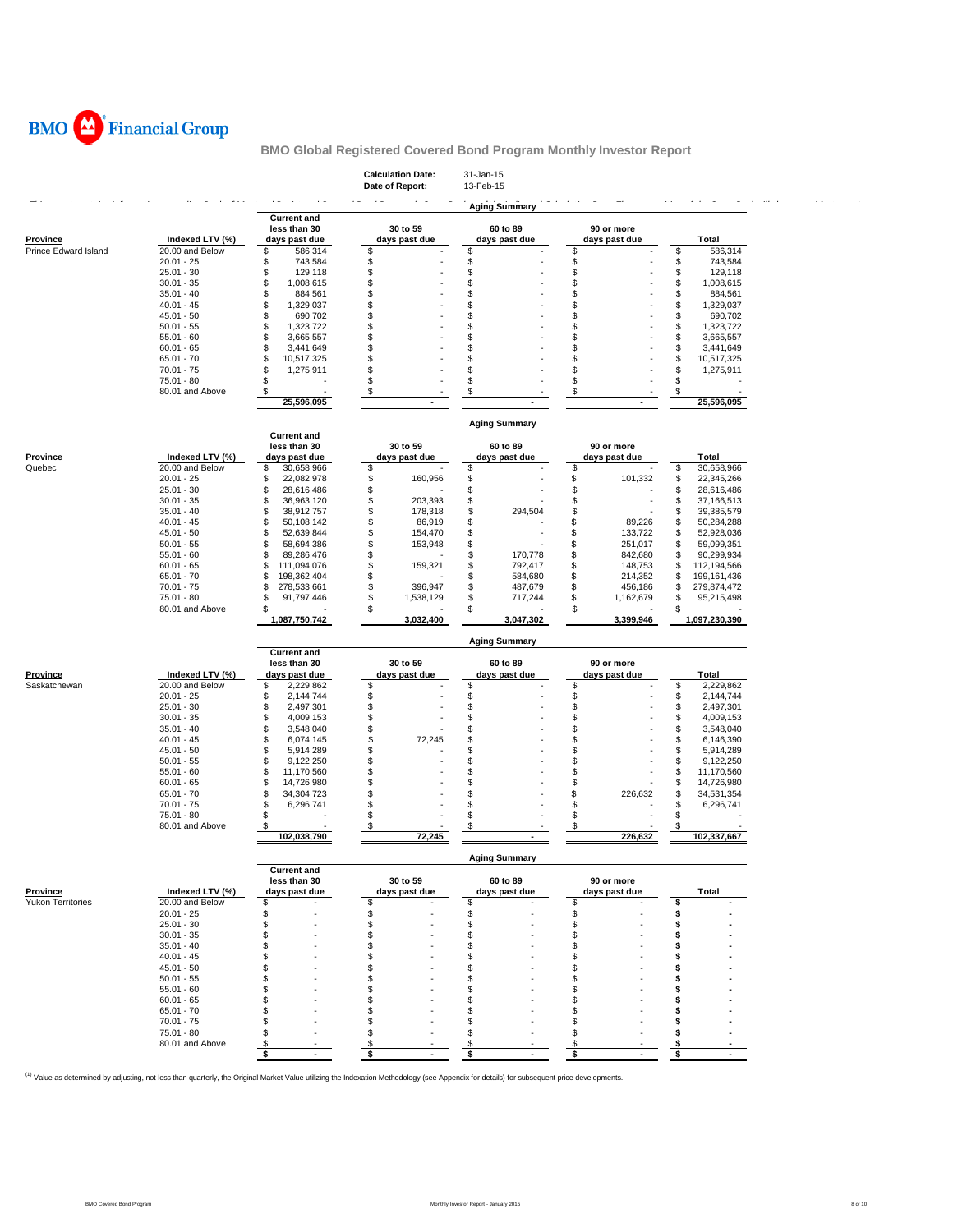BMO Financial Group

## BMO Global Registered Covered Bond Program Monthly Investor Report

**Calculation Date:** 31-Jan-15
**Date of Report:** 13-Feb-15

| | | Aging Summary | | | | |
|---|---|---|---|---|---|---|
| **Province** | **Indexed LTV (%)** | **Current and less than 30 days past due** | **30 to 59 days past due** | **60 to 89 days past due** | **90 or more days past due** | **Total** |
| Prince Edward Island | 20.00 and Below | $ 586,314 | $ - | $ - | $ - | $ 586,314 |
| | 20.01 - 25 | $ 743,584 | $ - | $ - | $ - | $ 743,584 |
| | 25.01 - 30 | $ 129,118 | $ - | $ - | $ - | $ 129,118 |
| | 30.01 - 35 | $ 1,008,615 | $ - | $ - | $ - | $ 1,008,615 |
| | 35.01 - 40 | $ 884,561 | $ - | $ - | $ - | $ 884,561 |
| | 40.01 - 45 | $ 1,329,037 | $ - | $ - | $ - | $ 1,329,037 |
| | 45.01 - 50 | $ 690,702 | $ - | $ - | $ - | $ 690,702 |
| | 50.01 - 55 | $ 1,323,722 | $ - | $ - | $ - | $ 1,323,722 |
| | 55.01 - 60 | $ 3,665,557 | $ - | $ - | $ - | $ 3,665,557 |
| | 60.01 - 65 | $ 3,441,649 | $ - | $ - | $ - | $ 3,441,649 |
| | 65.01 - 70 | $ 10,517,325 | $ - | $ - | $ - | $ 10,517,325 |
| | 70.01 - 75 | $ 1,275,911 | $ - | $ - | $ - | $ 1,275,911 |
| | 75.01 - 80 | $ - | $ - | $ - | $ - | $ - |
| | 80.01 and Above | $ - | $ - | $ - | $ - | $ - |
| | | 25,596,095 | - | - | - | 25,596,095 |

| | | Aging Summary | | | | |
|---|---|---|---|---|---|---|
| **Province** | **Indexed LTV (%)** | **Current and less than 30 days past due** | **30 to 59 days past due** | **60 to 89 days past due** | **90 or more days past due** | **Total** |
| Quebec | 20.00 and Below | $ 30,658,966 | $ - | $ - | $ - | $ 30,658,966 |
| | 20.01 - 25 | $ 22,082,978 | $ 160,956 | $ - | $ 101,332 | $ 22,345,266 |
| | 25.01 - 30 | $ 28,616,486 | $ - | $ - | $ - | $ 28,616,486 |
| | 30.01 - 35 | $ 36,963,120 | $ 203,393 | $ - | $ - | $ 37,166,513 |
| | 35.01 - 40 | $ 38,912,757 | $ 178,318 | $ 294,504 | $ - | $ 39,385,579 |
| | 40.01 - 45 | $ 50,108,142 | $ 86,919 | $ - | $ 89,226 | $ 50,284,288 |
| | 45.01 - 50 | $ 52,639,844 | $ 154,470 | $ - | $ 133,722 | $ 52,928,036 |
| | 50.01 - 55 | $ 58,694,386 | $ 153,948 | $ - | $ 251,017 | $ 59,099,351 |
| | 55.01 - 60 | $ 89,286,476 | $ - | $ 170,778 | $ 842,680 | $ 90,299,934 |
| | 60.01 - 65 | $ 111,094,076 | $ 159,321 | $ 792,417 | $ 148,753 | $ 112,194,566 |
| | 65.01 - 70 | $ 198,362,404 | $ - | $ 584,680 | $ 214,352 | $ 199,161,436 |
| | 70.01 - 75 | $ 278,533,661 | $ 396,947 | $ 487,679 | $ 456,186 | $ 279,874,472 |
| | 75.01 - 80 | $ 91,797,446 | $ 1,538,129 | $ 717,244 | $ 1,162,679 | $ 95,215,498 |
| | 80.01 and Above | $ - | $ - | $ - | $ - | $ - |
| | | 1,087,750,742 | 3,032,400 | 3,047,302 | 3,399,946 | 1,097,230,390 |

| | | Aging Summary | | | | |
|---|---|---|---|---|---|---|
| **Province** | **Indexed LTV (%)** | **Current and less than 30 days past due** | **30 to 59 days past due** | **60 to 89 days past due** | **90 or more days past due** | **Total** |
| Saskatchewan | 20.00 and Below | $ 2,229,862 | $ - | $ - | $ - | $ 2,229,862 |
| | 20.01 - 25 | $ 2,144,744 | $ - | $ - | $ - | $ 2,144,744 |
| | 25.01 - 30 | $ 2,497,301 | $ - | $ - | $ - | $ 2,497,301 |
| | 30.01 - 35 | $ 4,009,153 | $ - | $ - | $ - | $ 4,009,153 |
| | 35.01 - 40 | $ 3,548,040 | $ - | $ - | $ - | $ 3,548,040 |
| | 40.01 - 45 | $ 6,074,145 | $ 72,245 | $ - | $ - | $ 6,146,390 |
| | 45.01 - 50 | $ 5,914,289 | $ - | $ - | $ - | $ 5,914,289 |
| | 50.01 - 55 | $ 9,122,250 | $ - | $ - | $ - | $ 9,122,250 |
| | 55.01 - 60 | $ 11,170,560 | $ - | $ - | $ - | $ 11,170,560 |
| | 60.01 - 65 | $ 14,726,980 | $ - | $ - | $ - | $ 14,726,980 |
| | 65.01 - 70 | $ 34,304,723 | $ - | $ - | $ 226,632 | $ 34,531,354 |
| | 70.01 - 75 | $ 6,296,741 | $ - | $ - | $ - | $ 6,296,741 |
| | 75.01 - 80 | $ - | $ - | $ - | $ - | $ - |
| | 80.01 and Above | $ - | $ - | $ - | $ - | $ - |
| | | 102,038,790 | 72,245 | - | 226,632 | 102,337,667 |

| | | Aging Summary | | | | |
|---|---|---|---|---|---|---|
| **Province** | **Indexed LTV (%)** | **Current and less than 30 days past due** | **30 to 59 days past due** | **60 to 89 days past due** | **90 or more days past due** | **Total** |
| Yukon Territories | 20.00 and Below | $ - | $ - | $ - | $ - | $ - |
| | 20.01 - 25 | $ - | $ - | $ - | $ - | $ - |
| | 25.01 - 30 | $ - | $ - | $ - | $ - | $ - |
| | 30.01 - 35 | $ - | $ - | $ - | $ - | $ - |
| | 35.01 - 40 | $ - | $ - | $ - | $ - | $ - |
| | 40.01 - 45 | $ - | $ - | $ - | $ - | $ - |
| | 45.01 - 50 | $ - | $ - | $ - | $ - | $ - |
| | 50.01 - 55 | $ - | $ - | $ - | $ - | $ - |
| | 55.01 - 60 | $ - | $ - | $ - | $ - | $ - |
| | 60.01 - 65 | $ - | $ - | $ - | $ - | $ - |
| | 65.01 - 70 | $ - | $ - | $ - | $ - | $ - |
| | 70.01 - 75 | $ - | $ - | $ - | $ - | $ - |
| | 75.01 - 80 | $ - | $ - | $ - | $ - | $ - |
| | 80.01 and Above | $ - | $ - | $ - | $ - | $ - |
| | | $ - | $ - | $ - | $ - | $ - |

[1] Value as determined by adjusting, not less than quarterly, the Original Market Value utilizing the Indexation Methodology (see Appendix for details) for subsequent price developments.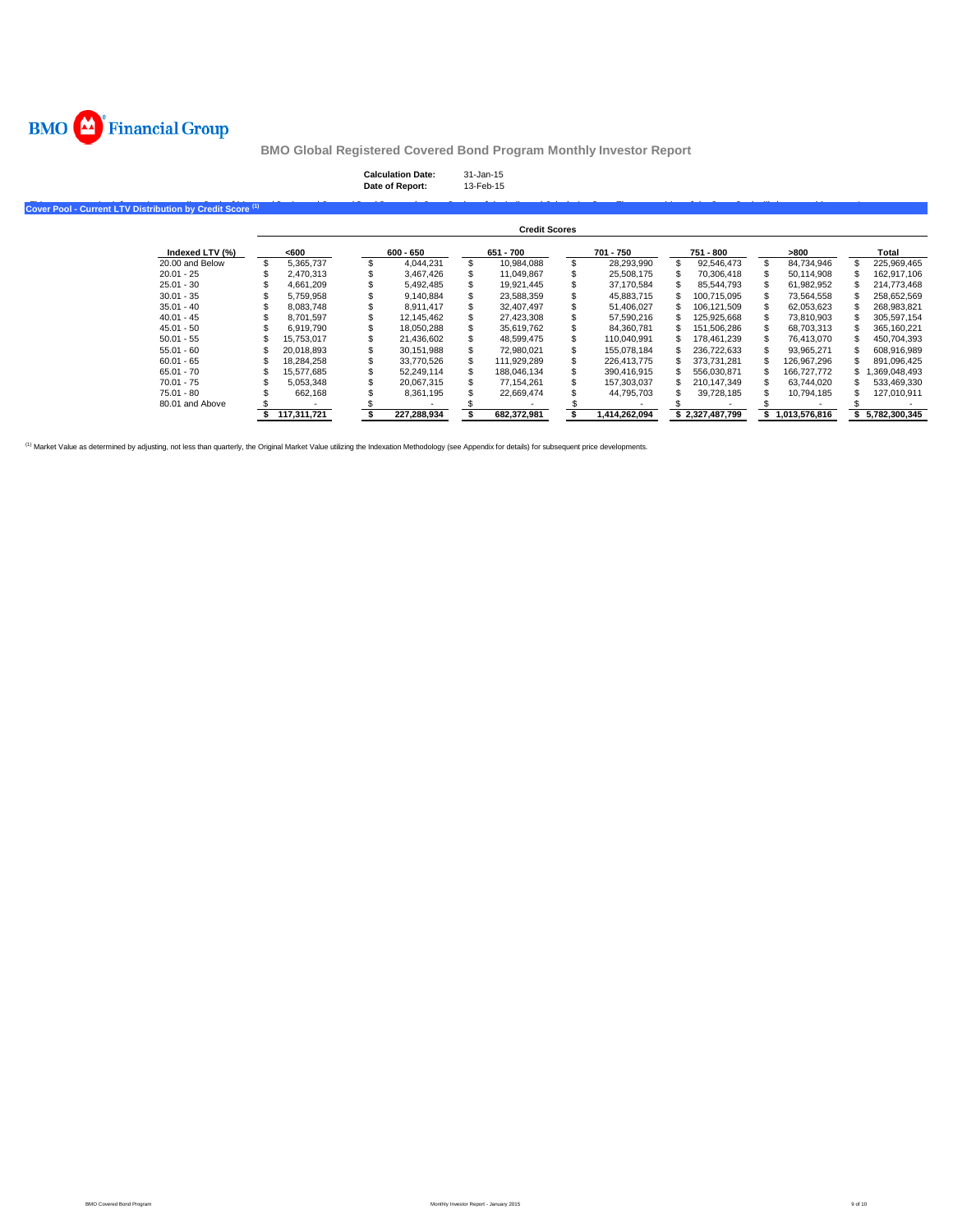**BMO Financial Group**

## BMO Global Registered Covered Bond Program Monthly Investor Report

**Calculation Date:** 31-Jan-15
**Date of Report:** 13-Feb-15

### Cover Pool - Current LTV Distribution by Credit Score [(1)]

| | Credit Scores | | | | | | |
|---|---|---|---|---|---|---|---|
| **Indexed LTV (%)** | **<600** | **600 - 650** | **651 - 700** | **701 - 750** | **751 - 800** | **>800** | **Total** |
| 20.00 and Below | $ 5,365,737 | $ 4,044,231 | $ 10,984,088 | $ 28,293,990 | $ 92,546,473 | $ 84,734,946 | $ 225,969,465 |
| 20.01 - 25 | $ 2,470,313 | $ 3,467,426 | $ 11,049,867 | $ 25,508,175 | $ 70,306,418 | $ 50,114,908 | $ 162,917,106 |
| 25.01 - 30 | $ 4,661,209 | $ 5,492,485 | $ 19,921,445 | $ 37,170,584 | $ 85,544,793 | $ 61,982,952 | $ 214,773,468 |
| 30.01 - 35 | $ 5,759,958 | $ 9,140,884 | $ 23,588,359 | $ 45,883,715 | $ 100,715,095 | $ 73,564,558 | $ 258,652,569 |
| 35.01 - 40 | $ 8,083,748 | $ 8,911,417 | $ 32,407,497 | $ 51,406,027 | $ 106,121,509 | $ 62,053,623 | $ 268,983,821 |
| 40.01 - 45 | $ 8,701,597 | $ 12,145,462 | $ 27,423,308 | $ 57,590,216 | $ 125,925,668 | $ 73,810,903 | $ 305,597,154 |
| 45.01 - 50 | $ 6,919,790 | $ 18,050,288 | $ 35,619,762 | $ 84,360,781 | $ 151,506,286 | $ 68,703,313 | $ 365,160,221 |
| 50.01 - 55 | $ 15,753,017 | $ 21,436,602 | $ 48,599,475 | $ 110,040,991 | $ 178,461,239 | $ 76,413,070 | $ 450,704,393 |
| 55.01 - 60 | $ 20,018,893 | $ 30,151,988 | $ 72,980,021 | $ 155,078,184 | $ 236,722,633 | $ 93,965,271 | $ 608,916,989 |
| 60.01 - 65 | $ 18,284,258 | $ 33,770,526 | $ 111,929,289 | $ 226,413,775 | $ 373,731,281 | $ 126,967,296 | $ 891,096,425 |
| 65.01 - 70 | $ 15,577,685 | $ 52,249,114 | $ 188,046,134 | $ 390,416,915 | $ 556,030,871 | $ 166,727,772 | $ 1,369,048,493 |
| 70.01 - 75 | $ 5,053,348 | $ 20,067,315 | $ 77,154,261 | $ 157,303,037 | $ 210,147,349 | $ 63,744,020 | $ 533,469,330 |
| 75.01 - 80 | $ 662,168 | $ 8,361,195 | $ 22,669,474 | $ 44,795,703 | $ 39,728,185 | $ 10,794,185 | $ 127,010,911 |
| 80.01 and Above | $ - | $ - | $ - | $ - | $ - | $ - | $ - |
| | **$ 117,311,721** | **$ 227,288,934** | **$ 682,372,981** | **$ 1,414,262,094** | **$ 2,327,487,799** | **$ 1,013,576,816** | **$ 5,782,300,345** |

[(1)] Market Value as determined by adjusting, not less than quarterly, the Original Market Value utilizing the Indexation Methodology (see Appendix for details) for subsequent price developments.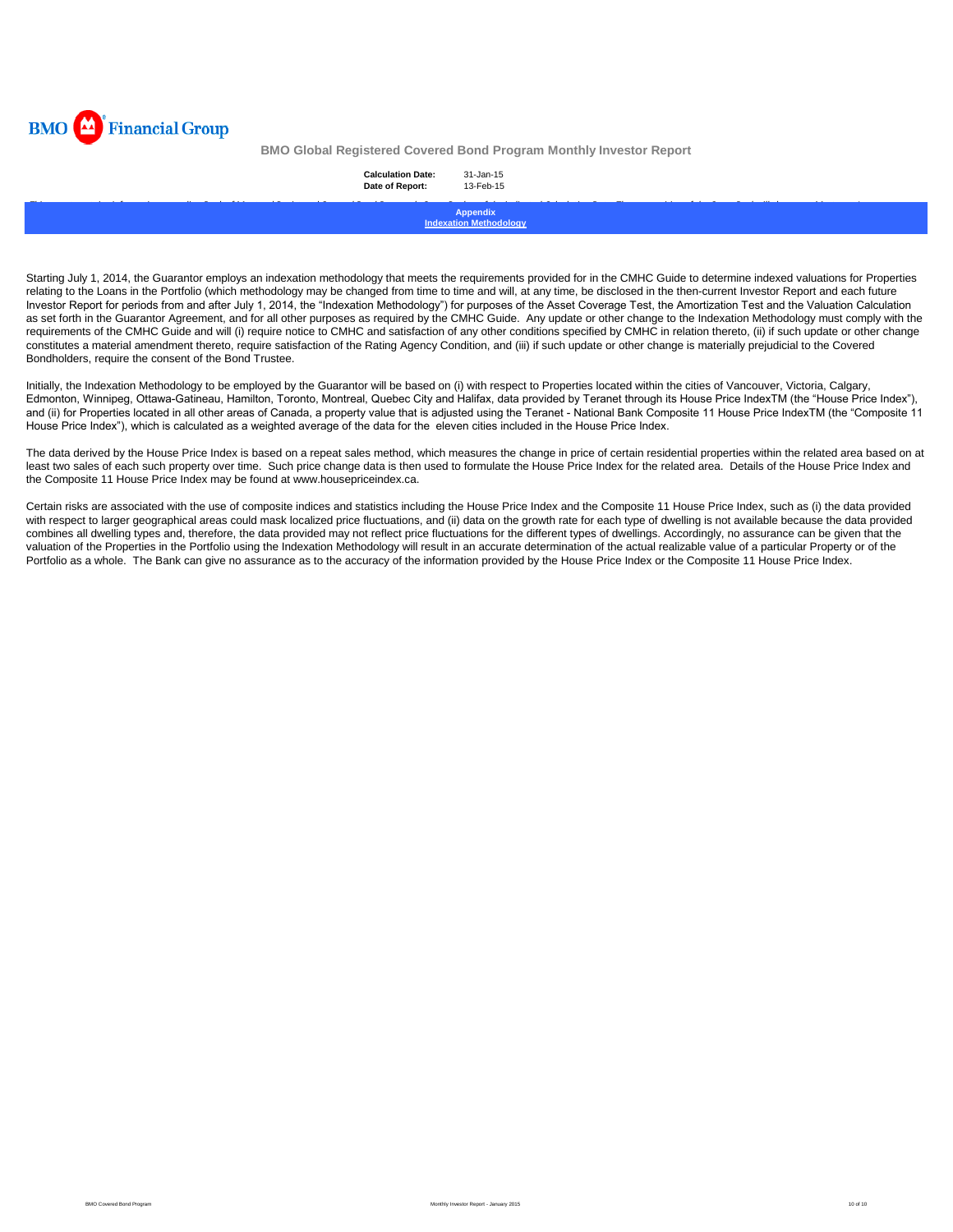BMO Financial Group

**BMO Global Registered Covered Bond Program Monthly Investor Report**

| | |
|---|---|
| **Calculation Date:** | 31-Jan-15 |
| **Date of Report:** | 13-Feb-15 |

## Appendix
### Indexation Methodology

Starting July 1, 2014, the Guarantor employs an indexation methodology that meets the requirements provided for in the CMHC Guide to determine indexed valuations for Properties relating to the Loans in the Portfolio (which methodology may be changed from time to time and will, at any time, be disclosed in the then-current Investor Report and each future Investor Report for periods from and after July 1, 2014, the "Indexation Methodology") for purposes of the Asset Coverage Test, the Amortization Test and the Valuation Calculation as set forth in the Guarantor Agreement, and for all other purposes as required by the CMHC Guide. Any update or other change to the Indexation Methodology must comply with the requirements of the CMHC Guide and will (i) require notice to CMHC and satisfaction of any other conditions specified by CMHC in relation thereto, (ii) if such update or other change constitutes a material amendment thereto, require satisfaction of the Rating Agency Condition, and (iii) if such update or other change is materially prejudicial to the Covered Bondholders, require the consent of the Bond Trustee.

Initially, the Indexation Methodology to be employed by the Guarantor will be based on (i) with respect to Properties located within the cities of Vancouver, Victoria, Calgary, Edmonton, Winnipeg, Ottawa-Gatineau, Hamilton, Toronto, Montreal, Quebec City and Halifax, data provided by Teranet through its House Price IndexTM (the "House Price Index"), and (ii) for Properties located in all other areas of Canada, a property value that is adjusted using the Teranet - National Bank Composite 11 House Price IndexTM (the "Composite 11 House Price Index"), which is calculated as a weighted average of the data for the eleven cities included in the House Price Index.

The data derived by the House Price Index is based on a repeat sales method, which measures the change in price of certain residential properties within the related area based on at least two sales of each such property over time. Such price change data is then used to formulate the House Price Index for the related area. Details of the House Price Index and the Composite 11 House Price Index may be found at www.housepriceindex.ca.

Certain risks are associated with the use of composite indices and statistics including the House Price Index and the Composite 11 House Price Index, such as (i) the data provided with respect to larger geographical areas could mask localized price fluctuations, and (ii) data on the growth rate for each type of dwelling is not available because the data provided combines all dwelling types and, therefore, the data provided may not reflect price fluctuations for the different types of dwellings. Accordingly, no assurance can be given that the valuation of the Properties in the Portfolio using the Indexation Methodology will result in an accurate determination of the actual realizable value of a particular Property or of the Portfolio as a whole. The Bank can give no assurance as to the accuracy of the information provided by the House Price Index or the Composite 11 House Price Index.